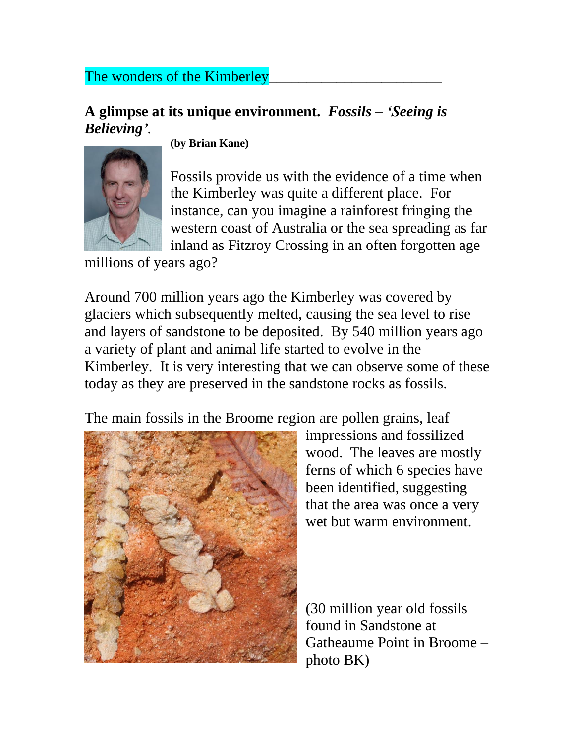# The wonders of the Kimberley

## A glimpse at its unique environment. *Fossils – 'Seeing is Believing'*.

**(by Brian Kane)**

Fossils provide us with the evidence of a time when the Kimberley was quite a different place. For instance, can you imagine a rainforest fringing the western coast of Australia or the sea spreading as far inland as Fitzroy Crossing in an often forgotten age millions of years ago?

Around 700 million years ago the Kimberley was covered by glaciers which subsequently melted, causing the sea level to rise and layers of sandstone to be deposited. By 540 million years ago a variety of plant and animal life started to evolve in the Kimberley. It is very interesting that we can observe some of these today as they are preserved in the sandstone rocks as fossils.

The main fossils in the Broome region are pollen grains, leaf impressions and fossilized wood. The leaves are mostly ferns of which 6 species have been identified, suggesting that the area was once a very wet but warm environment.

(30 million year old fossils found in Sandstone at Gatheaume Point in Broome – photo BK)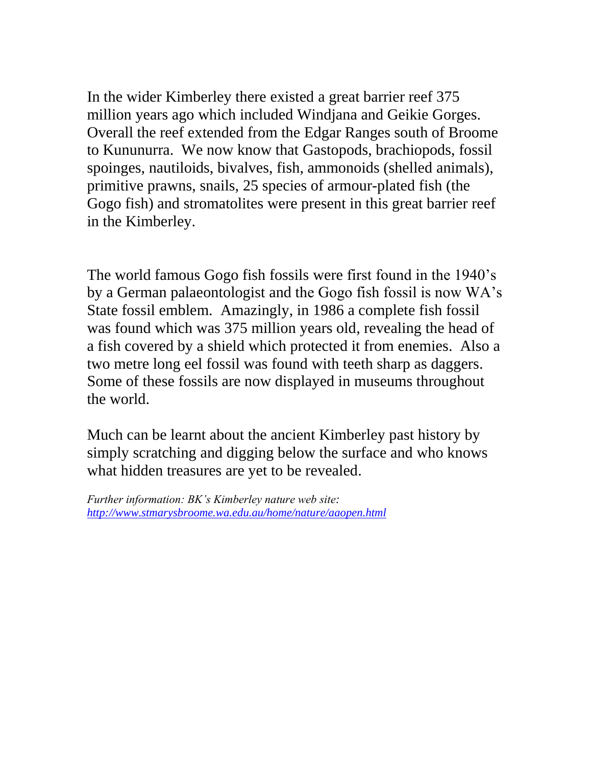In the wider Kimberley there existed a great barrier reef 375 million years ago which included Windjana and Geikie Gorges. Overall the reef extended from the Edgar Ranges south of Broome to Kununurra. We now know that Gastopods, brachiopods, fossil spoinges, nautiloids, bivalves, fish, ammonoids (shelled animals), primitive prawns, snails, 25 species of armour-plated fish (the Gogo fish) and stromatolites were present in this great barrier reef in the Kimberley.

The world famous Gogo fish fossils were first found in the 1940's by a German palaeontologist and the Gogo fish fossil is now WA's State fossil emblem. Amazingly, in 1986 a complete fish fossil was found which was 375 million years old, revealing the head of a fish covered by a shield which protected it from enemies. Also a two metre long eel fossil was found with teeth sharp as daggers. Some of these fossils are now displayed in museums throughout the world.

Much can be learnt about the ancient Kimberley past history by simply scratching and digging below the surface and who knows what hidden treasures are yet to be revealed.

*Further information: BK's Kimberley nature web site:*
*http://www.stmarysbroome.wa.edu.au/home/nature/aaopen.html*